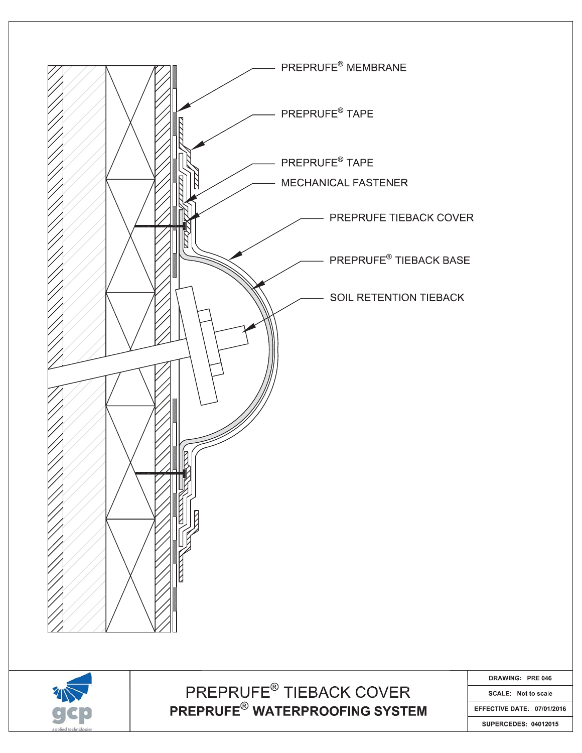PREPRUFE® MEMBRANE

PREPRUFE® TAPE

PREPRUFE® TAPE

MECHANICAL FASTENER

PREPRUFE TIEBACK COVER

PREPRUFE® TIEBACK BASE

SOIL RETENTION TIEBACK

gcp applied technologies

# PREPRUFE® TIEBACK COVER

## PREPRUFE® WATERPROOFING SYSTEM

| |
|---|
| DRAWING: PRE 046 |
| SCALE: Not to scale |
| EFFECTIVE DATE: 07/01/2016 |
| SUPERCEDES: 04012015 |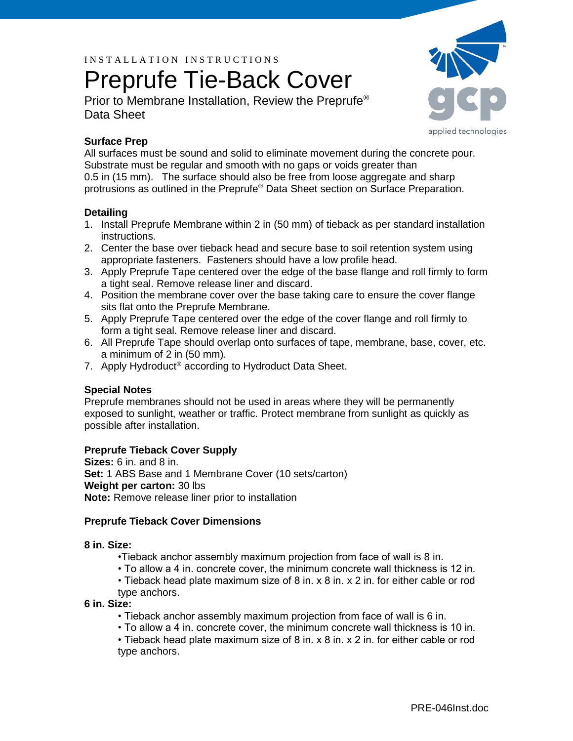INSTALLATION INSTRUCTIONS

# Preprufe Tie-Back Cover

Prior to Membrane Installation, Review the Preprufe® Data Sheet

### Surface Prep

All surfaces must be sound and solid to eliminate movement during the concrete pour. Substrate must be regular and smooth with no gaps or voids greater than 0.5 in (15 mm). The surface should also be free from loose aggregate and sharp protrusions as outlined in the Preprufe® Data Sheet section on Surface Preparation.

### Detailing

1. Install Preprufe Membrane within 2 in (50 mm) of tieback as per standard installation instructions.
2. Center the base over tieback head and secure base to soil retention system using appropriate fasteners. Fasteners should have a low profile head.
3. Apply Preprufe Tape centered over the edge of the base flange and roll firmly to form a tight seal. Remove release liner and discard.
4. Position the membrane cover over the base taking care to ensure the cover flange sits flat onto the Preprufe Membrane.
5. Apply Preprufe Tape centered over the edge of the cover flange and roll firmly to form a tight seal. Remove release liner and discard.
6. All Preprufe Tape should overlap onto surfaces of tape, membrane, base, cover, etc. a minimum of 2 in (50 mm).
7. Apply Hydroduct® according to Hydroduct Data Sheet.

### Special Notes

Preprufe membranes should not be used in areas where they will be permanently exposed to sunlight, weather or traffic. Protect membrane from sunlight as quickly as possible after installation.

### Preprufe Tieback Cover Supply

**Sizes:** 6 in. and 8 in.
**Set:** 1 ABS Base and 1 Membrane Cover (10 sets/carton)
**Weight per carton:** 30 lbs
**Note:** Remove release liner prior to installation

### Preprufe Tieback Cover Dimensions

**8 in. Size:**

- Tieback anchor assembly maximum projection from face of wall is 8 in.
- To allow a 4 in. concrete cover, the minimum concrete wall thickness is 12 in.
- Tieback head plate maximum size of 8 in. x 8 in. x 2 in. for either cable or rod type anchors.

**6 in. Size:**

- Tieback anchor assembly maximum projection from face of wall is 6 in.
- To allow a 4 in. concrete cover, the minimum concrete wall thickness is 10 in.
- Tieback head plate maximum size of 8 in. x 8 in. x 2 in. for either cable or rod type anchors.

PRE-046Inst.doc